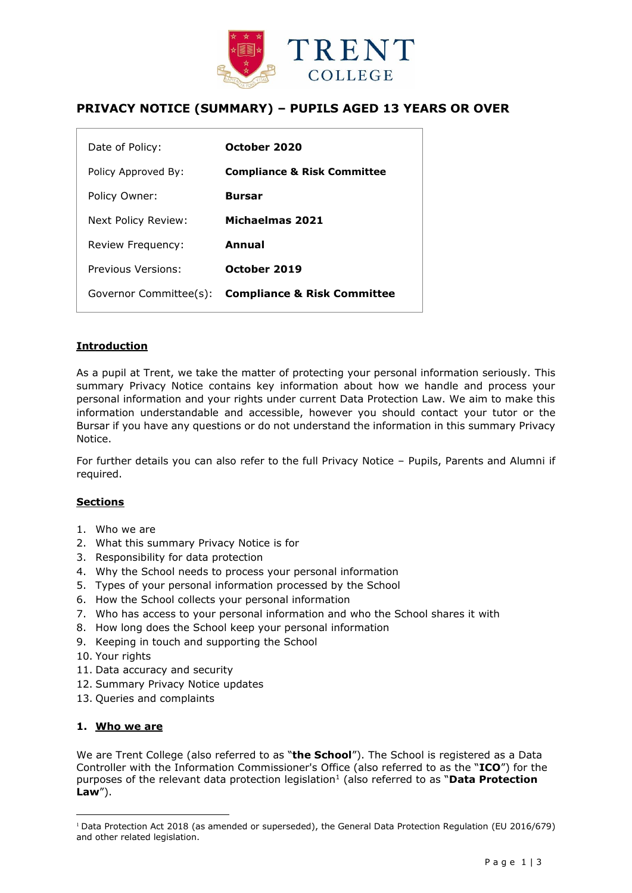# PRIVACY NOTICE (SUMMARY) – PUPILS AGED 13 YEARS OR OVER

| | |
|---|---|
| Date of Policy: | **October 2020** |
| Policy Approved By: | **Compliance & Risk Committee** |
| Policy Owner: | **Bursar** |
| Next Policy Review: | **Michaelmas 2021** |
| Review Frequency: | **Annual** |
| Previous Versions: | **October 2019** |
| Governor Committee(s): | **Compliance & Risk Committee** |

## Introduction

As a pupil at Trent, we take the matter of protecting your personal information seriously. This summary Privacy Notice contains key information about how we handle and process your personal information and your rights under current Data Protection Law. We aim to make this information understandable and accessible, however you should contact your tutor or the Bursar if you have any questions or do not understand the information in this summary Privacy Notice.

For further details you can also refer to the full Privacy Notice – Pupils, Parents and Alumni if required.

## Sections

1. Who we are
2. What this summary Privacy Notice is for
3. Responsibility for data protection
4. Why the School needs to process your personal information
5. Types of your personal information processed by the School
6. How the School collects your personal information
7. Who has access to your personal information and who the School shares it with
8. How long does the School keep your personal information
9. Keeping in touch and supporting the School
10. Your rights
11. Data accuracy and security
12. Summary Privacy Notice updates
13. Queries and complaints

## 1. Who we are

We are Trent College (also referred to as "**the School**"). The School is registered as a Data Controller with the Information Commissioner's Office (also referred to as the "**ICO**") for the purposes of the relevant data protection legislation[1] (also referred to as "**Data Protection Law**").

[1] Data Protection Act 2018 (as amended or superseded), the General Data Protection Regulation (EU 2016/679) and other related legislation.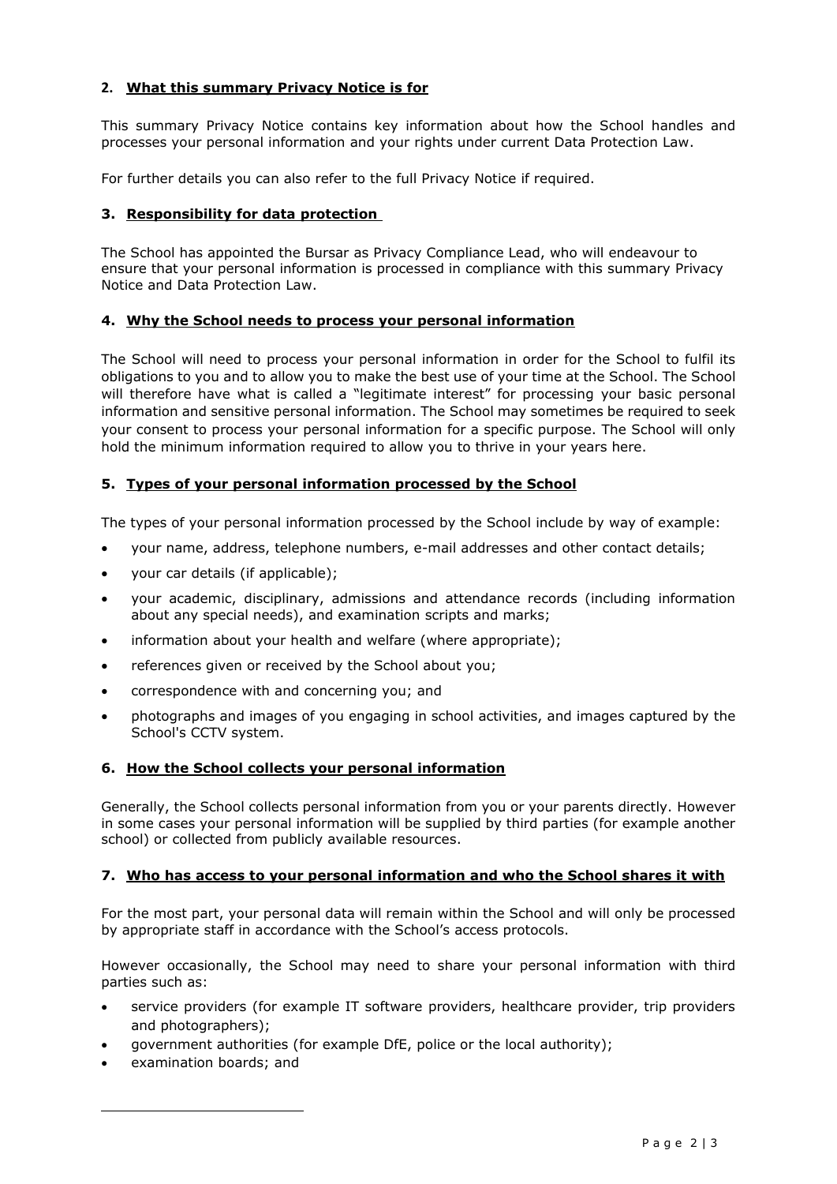## 2. What this summary Privacy Notice is for

This summary Privacy Notice contains key information about how the School handles and processes your personal information and your rights under current Data Protection Law.

For further details you can also refer to the full Privacy Notice if required.

## 3. Responsibility for data protection

The School has appointed the Bursar as Privacy Compliance Lead, who will endeavour to ensure that your personal information is processed in compliance with this summary Privacy Notice and Data Protection Law.

## 4. Why the School needs to process your personal information

The School will need to process your personal information in order for the School to fulfil its obligations to you and to allow you to make the best use of your time at the School. The School will therefore have what is called a "legitimate interest" for processing your basic personal information and sensitive personal information. The School may sometimes be required to seek your consent to process your personal information for a specific purpose. The School will only hold the minimum information required to allow you to thrive in your years here.

## 5. Types of your personal information processed by the School

The types of your personal information processed by the School include by way of example:

- your name, address, telephone numbers, e-mail addresses and other contact details;
- your car details (if applicable);
- your academic, disciplinary, admissions and attendance records (including information about any special needs), and examination scripts and marks;
- information about your health and welfare (where appropriate);
- references given or received by the School about you;
- correspondence with and concerning you; and
- photographs and images of you engaging in school activities, and images captured by the School's CCTV system.

## 6. How the School collects your personal information

Generally, the School collects personal information from you or your parents directly. However in some cases your personal information will be supplied by third parties (for example another school) or collected from publicly available resources.

## 7. Who has access to your personal information and who the School shares it with

For the most part, your personal data will remain within the School and will only be processed by appropriate staff in accordance with the School's access protocols.

However occasionally, the School may need to share your personal information with third parties such as:

- service providers (for example IT software providers, healthcare provider, trip providers and photographers);
- government authorities (for example DfE, police or the local authority);
- examination boards; and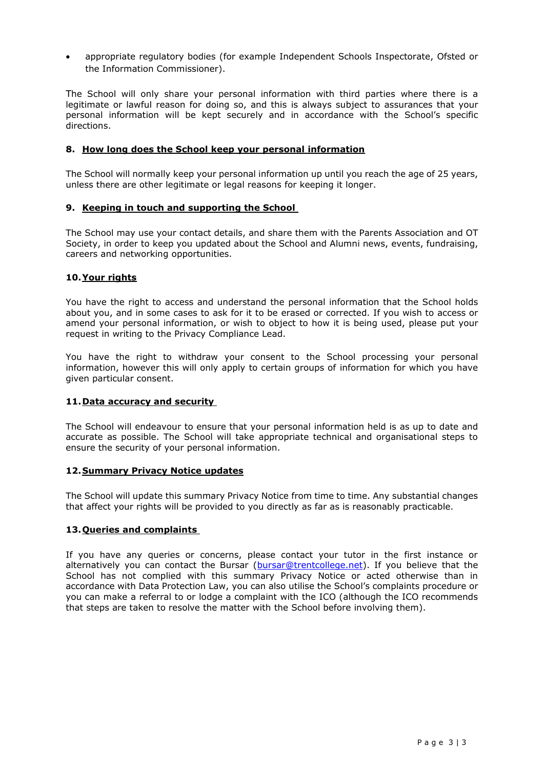- appropriate regulatory bodies (for example Independent Schools Inspectorate, Ofsted or the Information Commissioner).

The School will only share your personal information with third parties where there is a legitimate or lawful reason for doing so, and this is always subject to assurances that your personal information will be kept securely and in accordance with the School's specific directions.

## 8. How long does the School keep your personal information

The School will normally keep your personal information up until you reach the age of 25 years, unless there are other legitimate or legal reasons for keeping it longer.

## 9. Keeping in touch and supporting the School

The School may use your contact details, and share them with the Parents Association and OT Society, in order to keep you updated about the School and Alumni news, events, fundraising, careers and networking opportunities.

## 10. Your rights

You have the right to access and understand the personal information that the School holds about you, and in some cases to ask for it to be erased or corrected. If you wish to access or amend your personal information, or wish to object to how it is being used, please put your request in writing to the Privacy Compliance Lead.

You have the right to withdraw your consent to the School processing your personal information, however this will only apply to certain groups of information for which you have given particular consent.

## 11. Data accuracy and security

The School will endeavour to ensure that your personal information held is as up to date and accurate as possible. The School will take appropriate technical and organisational steps to ensure the security of your personal information.

## 12. Summary Privacy Notice updates

The School will update this summary Privacy Notice from time to time. Any substantial changes that affect your rights will be provided to you directly as far as is reasonably practicable.

## 13. Queries and complaints

If you have any queries or concerns, please contact your tutor in the first instance or alternatively you can contact the Bursar (bursar@trentcollege.net). If you believe that the School has not complied with this summary Privacy Notice or acted otherwise than in accordance with Data Protection Law, you can also utilise the School's complaints procedure or you can make a referral to or lodge a complaint with the ICO (although the ICO recommends that steps are taken to resolve the matter with the School before involving them).